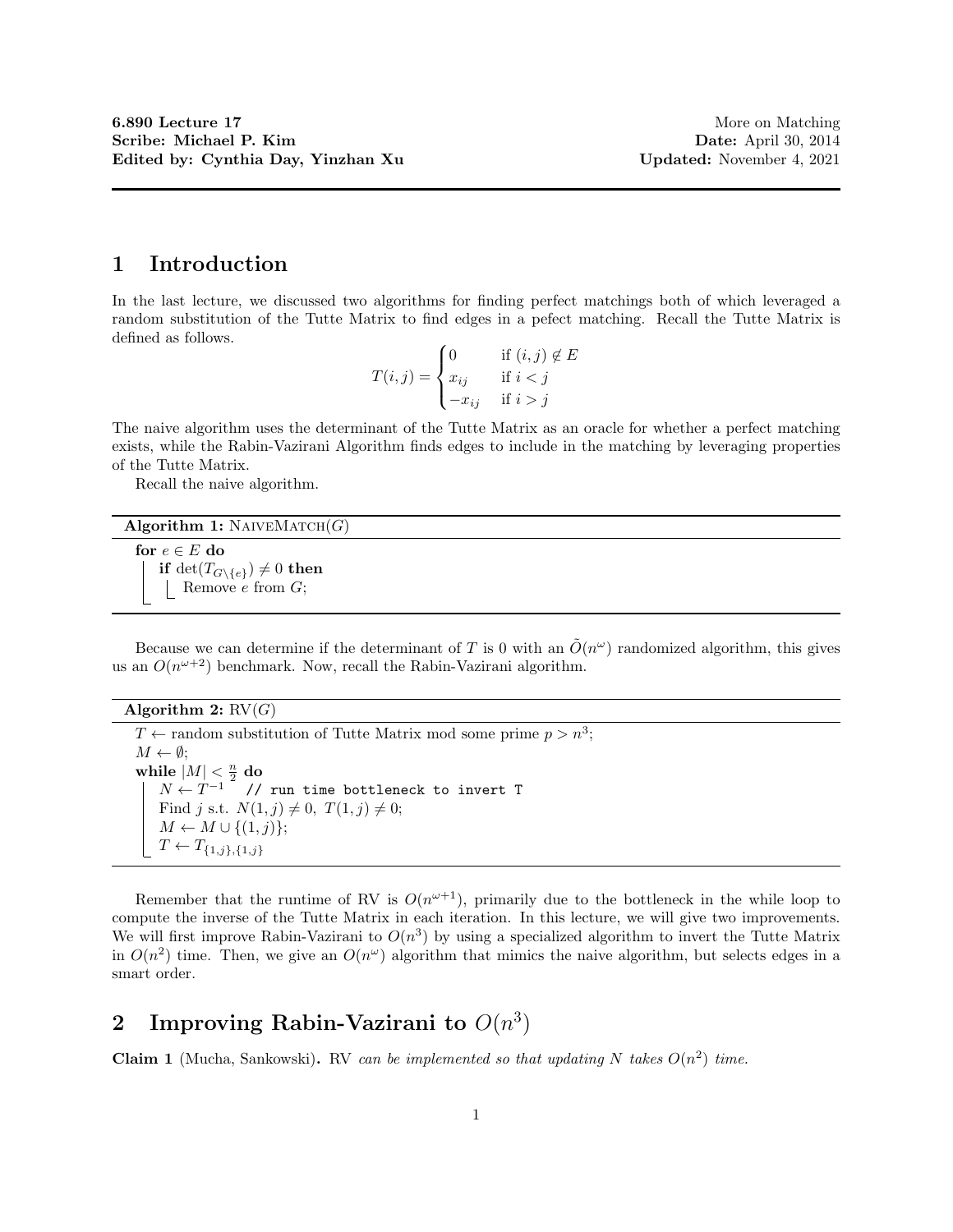**6.890 Lecture 17** More on Matching
**Scribe: Michael P. Kim** **Date:** April 30, 2014
**Edited by: Cynthia Day, Yinzhan Xu** **Updated:** November 4, 2021

# 1 Introduction

In the last lecture, we discussed two algorithms for finding perfect matchings both of which leveraged a random substitution of the Tutte Matrix to find edges in a pefect matching. Recall the Tutte Matrix is defined as follows.

$$T(i,j) = \begin{cases} 0 & \text{if } (i,j) \notin E \\ x_{ij} & \text{if } i < j \\ -x_{ij} & \text{if } i > j \end{cases}$$

The naive algorithm uses the determinant of the Tutte Matrix as an oracle for whether a perfect matching exists, while the Rabin-Vazirani Algorithm finds edges to include in the matching by leveraging properties of the Tutte Matrix.

Recall the naive algorithm.

**Algorithm 1:** NaiveMatch($G$)

```
for e ∈ E do
    if det(T_{G\{e}}) ≠ 0 then
        Remove e from G;
```

Because we can determine if the determinant of $T$ is 0 with an $\tilde{O}(n^{\omega})$ randomized algorithm, this gives us an $O(n^{\omega+2})$ benchmark. Now, recall the Rabin-Vazirani algorithm.

**Algorithm 2:** RV($G$)

```
T ← random substitution of Tutte Matrix mod some prime p > n^3;
M ← ∅;
while |M| < n/2 do
    N ← T^{-1}   // run time bottleneck to invert T
    Find j s.t. N(1,j) ≠ 0, T(1,j) ≠ 0;
    M ← M ∪ {(1,j)};
    T ← T_{{1,j},{1,j}}
```

Remember that the runtime of RV is $O(n^{\omega+1})$, primarily due to the bottleneck in the while loop to compute the inverse of the Tutte Matrix in each iteration. In this lecture, we will give two improvements. We will first improve Rabin-Vazirani to $O(n^3)$ by using a specialized algorithm to invert the Tutte Matrix in $O(n^2)$ time. Then, we give an $O(n^{\omega})$ algorithm that mimics the naive algorithm, but selects edges in a smart order.

# 2 Improving Rabin-Vazirani to $O(n^3)$

**Claim 1** (Mucha, Sankowski)**.** *RV can be implemented so that updating $N$ takes $O(n^2)$ time.*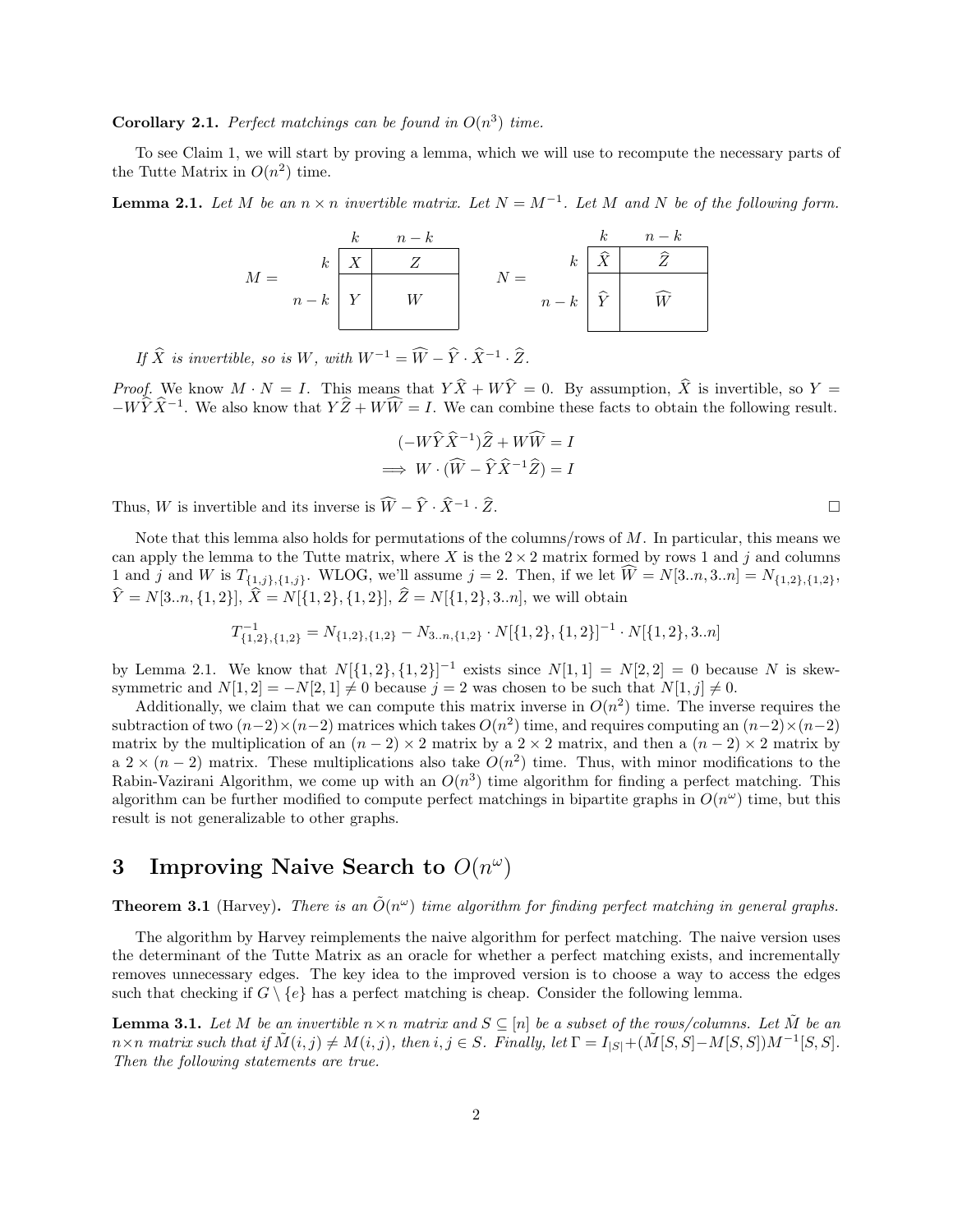**Corollary 2.1.** *Perfect matchings can be found in $O(n^3)$ time.*

To see Claim 1, we will start by proving a lemma, which we will use to recompute the necessary parts of the Tutte Matrix in $O(n^2)$ time.

**Lemma 2.1.** *Let $M$ be an $n \times n$ invertible matrix. Let $N = M^{-1}$. Let $M$ and $N$ be of the following form.*

$$M = \begin{array}{c|c|c|} & k & n-k \\ \hline k & X & Z \\ \hline n-k & Y & W \\ \hline \end{array} \qquad N = \begin{array}{c|c|c|} & k & n-k \\ \hline k & \widehat{X} & \widehat{Z} \\ \hline n-k & \widehat{Y} & \widehat{W} \\ \hline \end{array}$$

*If $\widehat{X}$ is invertible, so is $W$, with $W^{-1} = \widehat{W} - \widehat{Y} \cdot \widehat{X}^{-1} \cdot \widehat{Z}$.*

*Proof.* We know $M \cdot N = I$. This means that $Y\widehat{X} + W\widehat{Y} = 0$. By assumption, $\widehat{X}$ is invertible, so $Y = -W\widehat{Y}\widehat{X}^{-1}$. We also know that $Y\widehat{Z} + W\widehat{W} = I$. We can combine these facts to obtain the following result.

$$(-W\widehat{Y}\widehat{X}^{-1})\widehat{Z} + W\widehat{W} = I$$
$$\implies W \cdot (\widehat{W} - \widehat{Y}\widehat{X}^{-1}\widehat{Z}) = I$$

Thus, $W$ is invertible and its inverse is $\widehat{W} - \widehat{Y} \cdot \widehat{X}^{-1} \cdot \widehat{Z}$. □

Note that this lemma also holds for permutations of the columns/rows of $M$. In particular, this means we can apply the lemma to the Tutte matrix, where $X$ is the $2 \times 2$ matrix formed by rows 1 and $j$ and columns 1 and $j$ and $W$ is $T_{\{1,j\},\{1,j\}}$. WLOG, we'll assume $j = 2$. Then, if we let $\widehat{W} = N[3..n, 3..n] = N_{\{1,2\},\{1,2\}}$, $\widehat{Y} = N[3..n, \{1,2\}]$, $\widehat{X} = N[\{1,2\},\{1,2\}]$, $\widehat{Z} = N[\{1,2\}, 3..n]$, we will obtain

$$T^{-1}_{\{1,2\},\{1,2\}} = N_{\{1,2\},\{1,2\}} - N_{3..n,\{1,2\}} \cdot N[\{1,2\},\{1,2\}]^{-1} \cdot N[\{1,2\}, 3..n]$$

by Lemma 2.1. We know that $N[\{1,2\},\{1,2\}]^{-1}$ exists since $N[1,1] = N[2,2] = 0$ because $N$ is skew-symmetric and $N[1,2] = -N[2,1] \neq 0$ because $j = 2$ was chosen to be such that $N[1,j] \neq 0$.

Additionally, we claim that we can compute this matrix inverse in $O(n^2)$ time. The inverse requires the subtraction of two $(n-2) \times (n-2)$ matrices which takes $O(n^2)$ time, and requires computing an $(n-2) \times (n-2)$ matrix by the multiplication of an $(n-2) \times 2$ matrix by a $2 \times 2$ matrix, and then a $(n-2) \times 2$ matrix by a $2 \times (n-2)$ matrix. These multiplications also take $O(n^2)$ time. Thus, with minor modifications to the Rabin-Vazirani Algorithm, we come up with an $O(n^3)$ time algorithm for finding a perfect matching. This algorithm can be further modified to compute perfect matchings in bipartite graphs in $O(n^\omega)$ time, but this result is not generalizable to other graphs.

# 3 Improving Naive Search to $O(n^\omega)$

**Theorem 3.1** (Harvey)**.** *There is an $\tilde{O}(n^\omega)$ time algorithm for finding perfect matching in general graphs.*

The algorithm by Harvey reimplements the naive algorithm for perfect matching. The naive version uses the determinant of the Tutte Matrix as an oracle for whether a perfect matching exists, and incrementally removes unnecessary edges. The key idea to the improved version is to choose a way to access the edges such that checking if $G \setminus \{e\}$ has a perfect matching is cheap. Consider the following lemma.

**Lemma 3.1.** *Let $M$ be an invertible $n \times n$ matrix and $S \subseteq [n]$ be a subset of the rows/columns. Let $\tilde{M}$ be an $n \times n$ matrix such that if $\tilde{M}(i,j) \neq M(i,j)$, then $i, j \in S$. Finally, let $\Gamma = I_{|S|} + (\tilde{M}[S,S] - M[S,S])M^{-1}[S,S]$. Then the following statements are true.*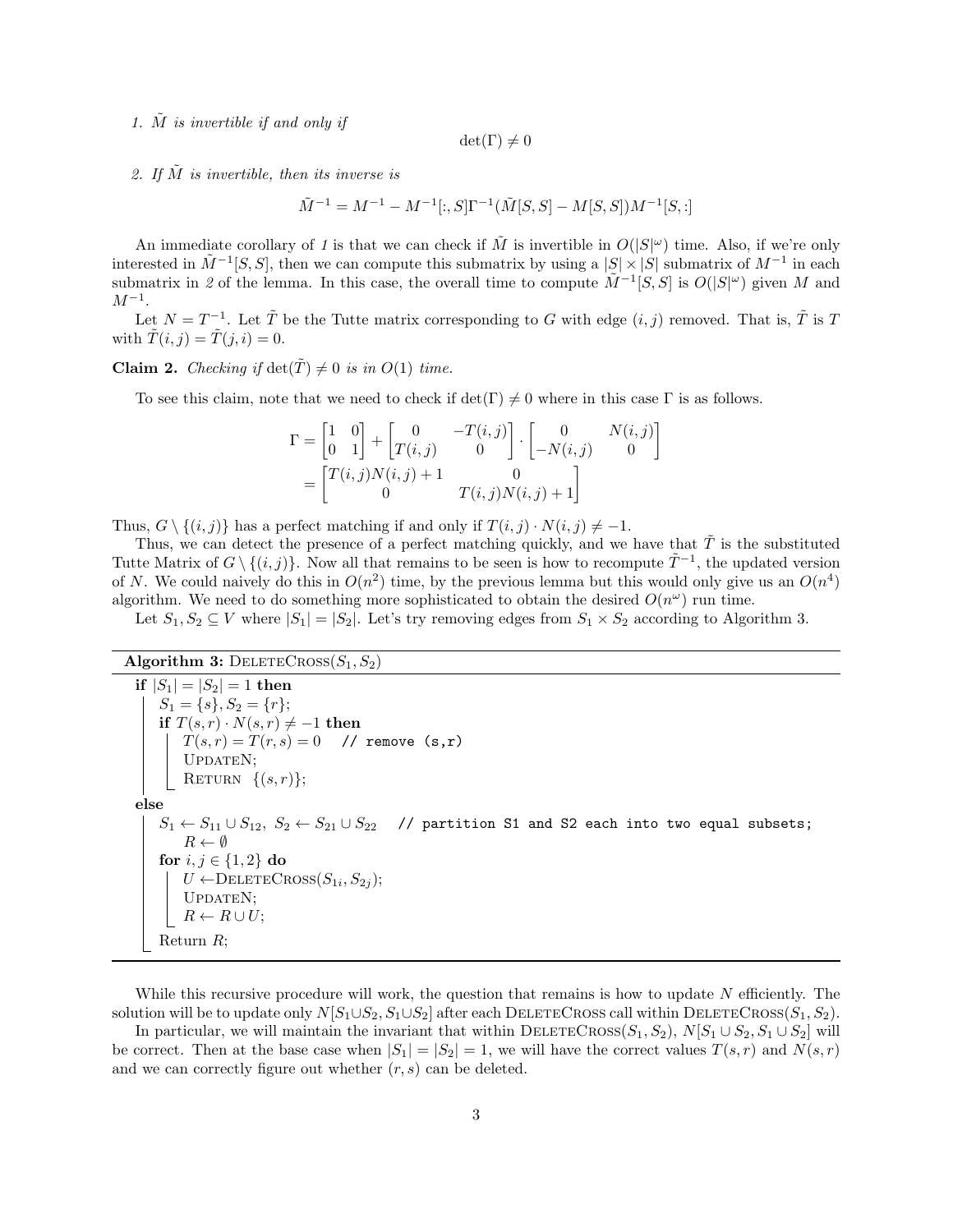1. *$\tilde{M}$ is invertible if and only if*

$$\det(\Gamma) \neq 0$$

2. *If $\tilde{M}$ is invertible, then its inverse is*

$$\tilde{M}^{-1} = M^{-1} - M^{-1}[:, S]\Gamma^{-1}(\tilde{M}[S, S] - M[S, S])M^{-1}[S, :]$$

An immediate corollary of *1* is that we can check if $\tilde{M}$ is invertible in $O(|S|^{\omega})$ time. Also, if we're only interested in $\tilde{M}^{-1}[S, S]$, then we can compute this submatrix by using a $|S| \times |S|$ submatrix of $M^{-1}$ in each submatrix in *2* of the lemma. In this case, the overall time to compute $\tilde{M}^{-1}[S, S]$ is $O(|S|^{\omega})$ given $M$ and $M^{-1}$.

Let $N = T^{-1}$. Let $\tilde{T}$ be the Tutte matrix corresponding to $G$ with edge $(i, j)$ removed. That is, $\tilde{T}$ is $T$ with $\tilde{T}(i, j) = \tilde{T}(j, i) = 0$.

**Claim 2.** *Checking if $\det(\tilde{T}) \neq 0$ is in $O(1)$ time.*

To see this claim, note that we need to check if $\det(\Gamma) \neq 0$ where in this case $\Gamma$ is as follows.

$$\begin{aligned}
\Gamma &= \begin{bmatrix} 1 & 0 \\ 0 & 1 \end{bmatrix} + \begin{bmatrix} 0 & -T(i,j) \\ T(i,j) & 0 \end{bmatrix} \cdot \begin{bmatrix} 0 & N(i,j) \\ -N(i,j) & 0 \end{bmatrix} \\
&= \begin{bmatrix} T(i,j)N(i,j) + 1 & 0 \\ 0 & T(i,j)N(i,j) + 1 \end{bmatrix}
\end{aligned}$$

Thus, $G \setminus \{(i, j)\}$ has a perfect matching if and only if $T(i, j) \cdot N(i, j) \neq -1$.

Thus, we can detect the presence of a perfect matching quickly, and we have that $\tilde{T}$ is the substituted Tutte Matrix of $G \setminus \{(i, j)\}$. Now all that remains to be seen is how to recompute $\tilde{T}^{-1}$, the updated version of $N$. We could naively do this in $O(n^2)$ time, by the previous lemma but this would only give us an $O(n^4)$ algorithm. We need to do something more sophisticated to obtain the desired $O(n^{\omega})$ run time.

Let $S_1, S_2 \subseteq V$ where $|S_1| = |S_2|$. Let's try removing edges from $S_1 \times S_2$ according to Algorithm 3.

**Algorithm 3:** DeleteCross($S_1, S_2$)

```
if |S1| = |S2| = 1 then
    S1 = {s}, S2 = {r};
    if T(s,r) · N(s,r) ≠ −1 then
        T(s,r) = T(r,s) = 0   // remove (s,r)
        UpdateN;
        Return {(s,r)};
else
    S1 ← S11 ∪ S12, S2 ← S21 ∪ S22   // partition S1 and S2 each into two equal subsets;
    R ← ∅
    for i,j ∈ {1,2} do
        U ← DeleteCross(S1i, S2j);
        UpdateN;
        R ← R ∪ U;
    Return R;
```

While this recursive procedure will work, the question that remains is how to update $N$ efficiently. The solution will be to update only $N[S_1 \cup S_2, S_1 \cup S_2]$ after each DeleteCross call within DeleteCross($S_1, S_2$).

In particular, we will maintain the invariant that within DeleteCross($S_1, S_2$), $N[S_1 \cup S_2, S_1 \cup S_2]$ will be correct. Then at the base case when $|S_1| = |S_2| = 1$, we will have the correct values $T(s, r)$ and $N(s, r)$ and we can correctly figure out whether $(r, s)$ can be deleted.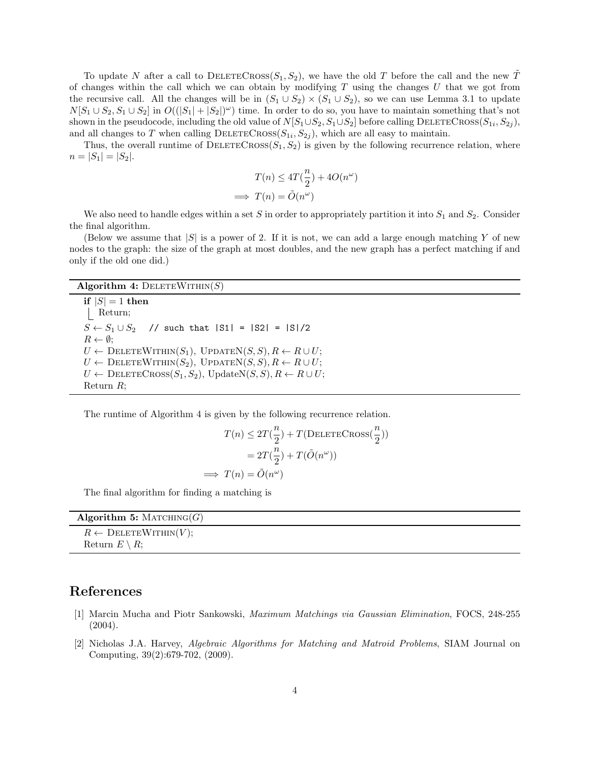To update $N$ after a call to DeleteCross$(S_1, S_2)$, we have the old $T$ before the call and the new $\tilde{T}$ of changes within the call which we can obtain by modifying $T$ using the changes $U$ that we got from the recursive call. All the changes will be in $(S_1 \cup S_2) \times (S_1 \cup S_2)$, so we can use Lemma 3.1 to update $N[S_1 \cup S_2, S_1 \cup S_2]$ in $O((|S_1| + |S_2|)^\omega)$ time. In order to do so, you have to maintain something that's not shown in the pseudocode, including the old value of $N[S_1 \cup S_2, S_1 \cup S_2]$ before calling DeleteCross$(S_{1i}, S_{2j})$, and all changes to $T$ when calling DeleteCross$(S_{1i}, S_{2j})$, which are all easy to maintain.

Thus, the overall runtime of DeleteCross$(S_1, S_2)$ is given by the following recurrence relation, where $n = |S_1| = |S_2|$.

$$T(n) \leq 4T(\frac{n}{2}) + 4O(n^\omega)$$
$$\implies T(n) = \tilde{O}(n^\omega)$$

We also need to handle edges within a set $S$ in order to appropriately partition it into $S_1$ and $S_2$. Consider the final algorithm.

(Below we assume that $|S|$ is a power of 2. If it is not, we can add a large enough matching $Y$ of new nodes to the graph: the size of the graph at most doubles, and the new graph has a perfect matching if and only if the old one did.)

**Algorithm 4:** DeleteWithin$(S)$

```
if |S| = 1 then
    Return;
S ← S1 ∪ S2    // such that |S1| = |S2| = |S|/2
R ← ∅;
U ← DeleteWithin(S1), UpdateN(S, S), R ← R ∪ U;
U ← DeleteWithin(S2), UpdateN(S, S), R ← R ∪ U;
U ← DeleteCross(S1, S2), UpdateN(S, S), R ← R ∪ U;
Return R;
```

The runtime of Algorithm 4 is given by the following recurrence relation.

$$T(n) \leq 2T(\frac{n}{2}) + T(\text{DeleteCross}(\frac{n}{2}))$$
$$= 2T(\frac{n}{2}) + T(\tilde{O}(n^\omega))$$
$$\implies T(n) = \tilde{O}(n^\omega)$$

The final algorithm for finding a matching is

**Algorithm 5:** Matching$(G)$

```
R ← DeleteWithin(V);
Return E \ R;
```

## References

[1] Marcin Mucha and Piotr Sankowski, *Maximum Matchings via Gaussian Elimination*, FOCS, 248-255 (2004).

[2] Nicholas J.A. Harvey, *Algebraic Algorithms for Matching and Matroid Problems*, SIAM Journal on Computing, 39(2):679-702, (2009).